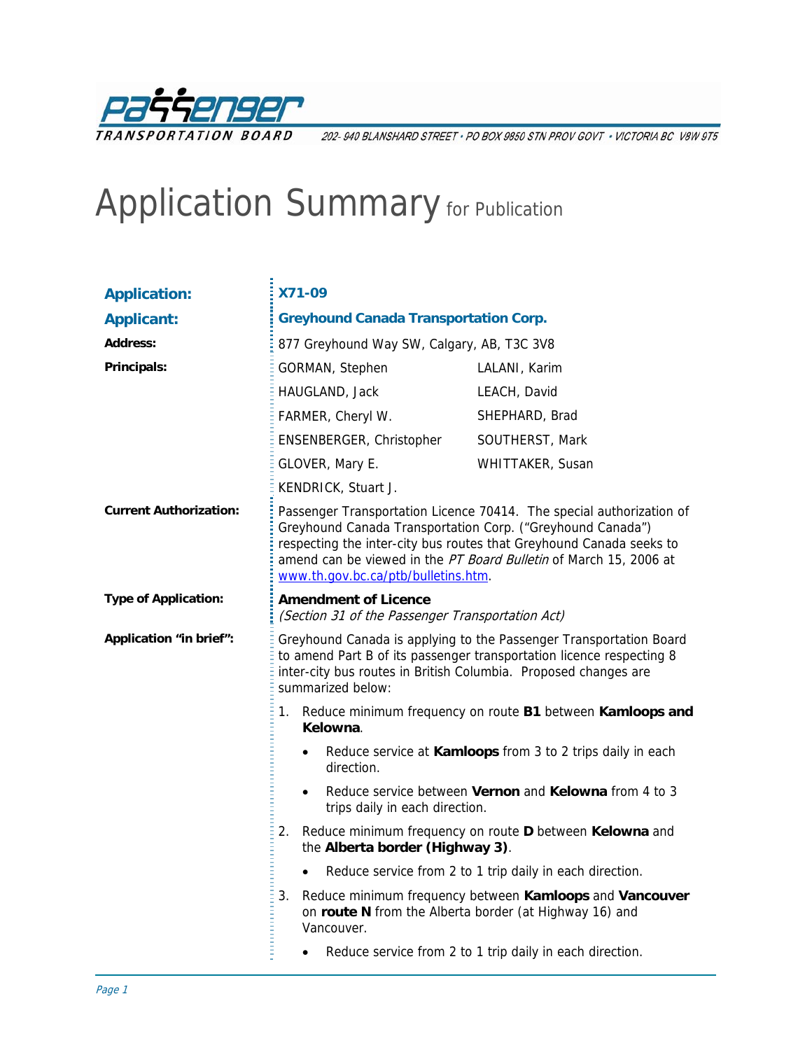**PASSENGER TRANSPORTATION BOARD** 202- 940 BLANSHARD STREET • PO BOX 9850 STN PROV GOVT • VICTORIA BC V8W 9T5

# Application Summary for Publication

| | |
|---|---|
| **Application:** | **X71-09** |
| **Applicant:** | **Greyhound Canada Transportation Corp.** |
| **Address:** | 877 Greyhound Way SW, Calgary, AB, T3C 3V8 |
| **Principals:** | GORMAN, Stephen; HAUGLAND, Jack; FARMER, Cheryl W.; ENSENBERGER, Christopher; GLOVER, Mary E.; KENDRICK, Stuart J.; LALANI, Karim; LEACH, David; SHEPHARD, Brad; SOUTHERST, Mark; WHITTAKER, Susan |
| **Current Authorization:** | Passenger Transportation Licence 70414. The special authorization of Greyhound Canada Transportation Corp. ("Greyhound Canada") respecting the inter-city bus routes that Greyhound Canada seeks to amend can be viewed in the *PT Board Bulletin* of March 15, 2006 at www.th.gov.bc.ca/ptb/bulletins.htm. |
| **Type of Application:** | **Amendment of Licence** *(Section 31 of the Passenger Transportation Act)* |

**Application "in brief":**

Greyhound Canada is applying to the Passenger Transportation Board to amend Part B of its passenger transportation licence respecting 8 inter-city bus routes in British Columbia. Proposed changes are summarized below:

1. Reduce minimum frequency on route **B1** between **Kamloops and Kelowna**.
   - Reduce service at **Kamloops** from 3 to 2 trips daily in each direction.
   - Reduce service between **Vernon** and **Kelowna** from 4 to 3 trips daily in each direction.
2. Reduce minimum frequency on route **D** between **Kelowna** and the **Alberta border (Highway 3)**.
   - Reduce service from 2 to 1 trip daily in each direction.
3. Reduce minimum frequency between **Kamloops** and **Vancouver** on **route N** from the Alberta border (at Highway 16) and Vancouver.
   - Reduce service from 2 to 1 trip daily in each direction.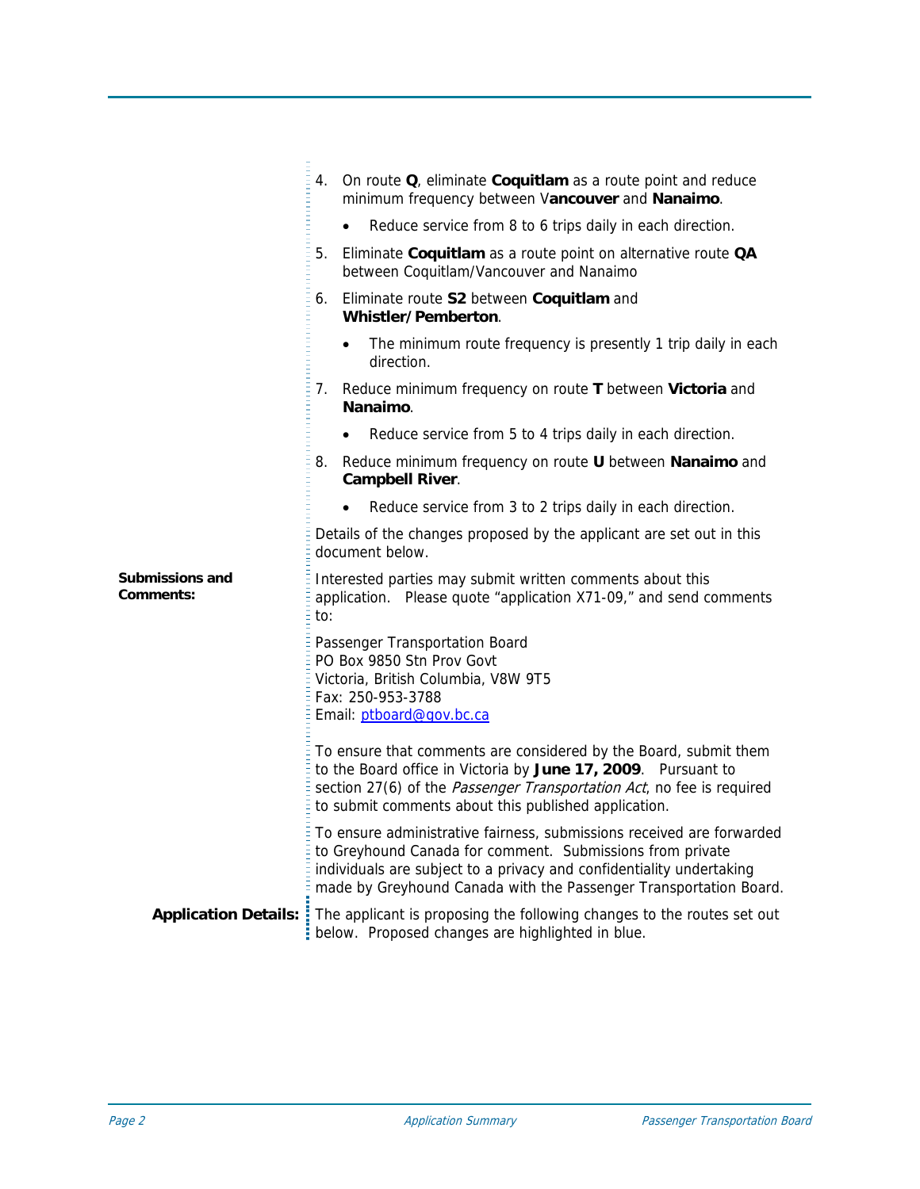4. On route **Q**, eliminate **Coquitlam** as a route point and reduce minimum frequency between V**ancouver** and **Nanaimo**.
   - Reduce service from 8 to 6 trips daily in each direction.
5. Eliminate **Coquitlam** as a route point on alternative route **QA** between Coquitlam/Vancouver and Nanaimo
6. Eliminate route **S2** between **Coquitlam** and **Whistler/Pemberton**.
   - The minimum route frequency is presently 1 trip daily in each direction.
7. Reduce minimum frequency on route **T** between **Victoria** and **Nanaimo**.
   - Reduce service from 5 to 4 trips daily in each direction.
8. Reduce minimum frequency on route **U** between **Nanaimo** and **Campbell River**.
   - Reduce service from 3 to 2 trips daily in each direction.

Details of the changes proposed by the applicant are set out in this document below.

**Submissions and Comments:**

Interested parties may submit written comments about this application. Please quote "application X71-09," and send comments to:

Passenger Transportation Board
PO Box 9850 Stn Prov Govt
Victoria, British Columbia, V8W 9T5
Fax: 250-953-3788
Email: ptboard@gov.bc.ca

To ensure that comments are considered by the Board, submit them to the Board office in Victoria by **June 17, 2009**. Pursuant to section 27(6) of the *Passenger Transportation Act*, no fee is required to submit comments about this published application.

To ensure administrative fairness, submissions received are forwarded to Greyhound Canada for comment. Submissions from private individuals are subject to a privacy and confidentiality undertaking made by Greyhound Canada with the Passenger Transportation Board.

**Application Details:**

The applicant is proposing the following changes to the routes set out below. Proposed changes are highlighted in blue.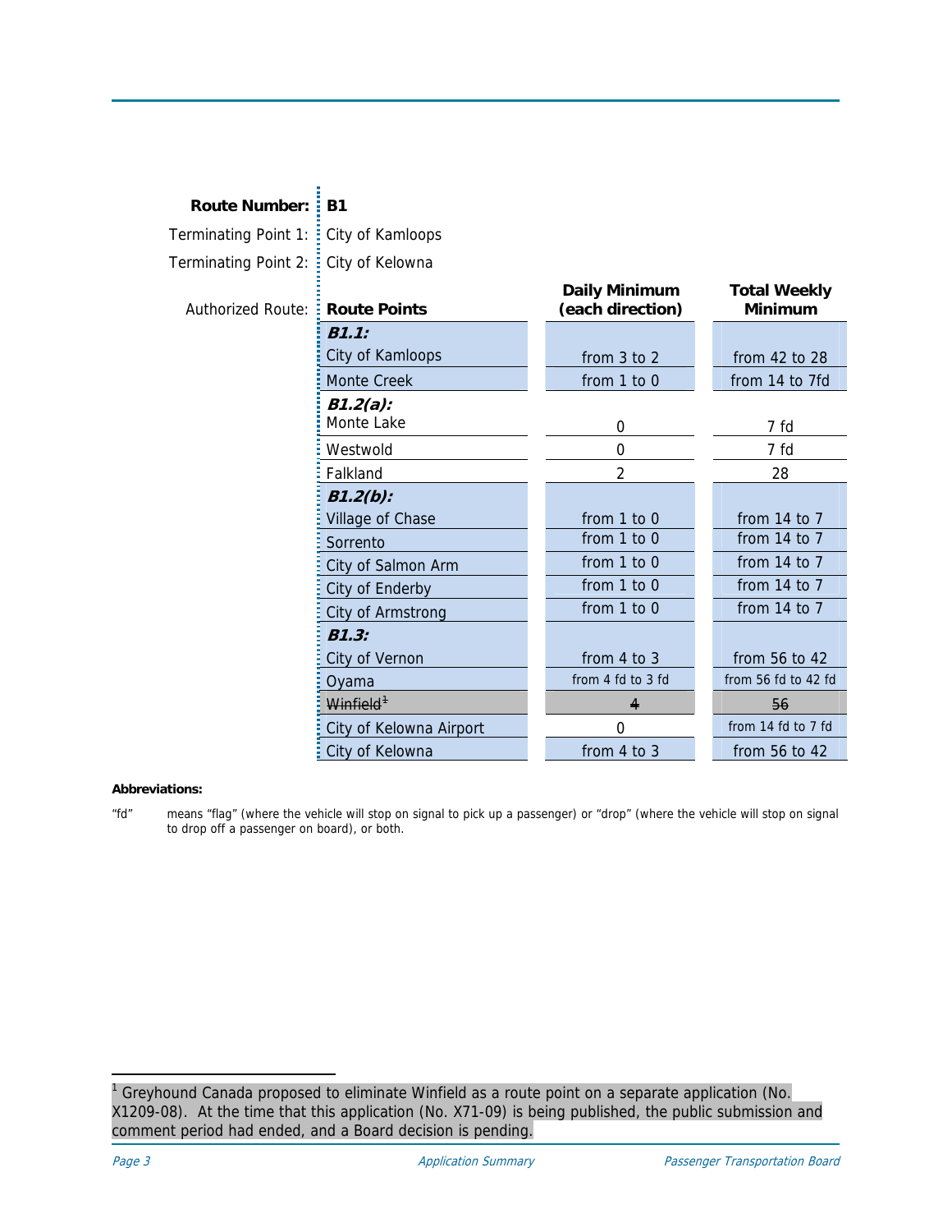**Route Number:** **B1**

Terminating Point 1: City of Kamloops

Terminating Point 2: City of Kelowna

Authorized Route:

| Route Points | Daily Minimum (each direction) | Total Weekly Minimum |
|---|---|---|
| ***B1.1:*** | | |
| City of Kamloops | from 3 to 2 | from 42 to 28 |
| Monte Creek | from 1 to 0 | from 14 to 7fd |
| ***B1.2(a):*** | | |
| Monte Lake | 0 | 7 fd |
| Westwold | 0 | 7 fd |
| Falkland | 2 | 28 |
| ***B1.2(b):*** | | |
| Village of Chase | from 1 to 0 | from 14 to 7 |
| Sorrento | from 1 to 0 | from 14 to 7 |
| City of Salmon Arm | from 1 to 0 | from 14 to 7 |
| City of Enderby | from 1 to 0 | from 14 to 7 |
| City of Armstrong | from 1 to 0 | from 14 to 7 |
| ***B1.3:*** | | |
| City of Vernon | from 4 to 3 | from 56 to 42 |
| Oyama | from 4 fd to 3 fd | from 56 fd to 42 fd |
| ~~Winfield~~[1] | ~~4~~ | ~~56~~ |
| City of Kelowna Airport | 0 | from 14 fd to 7 fd |
| City of Kelowna | from 4 to 3 | from 56 to 42 |

**Abbreviations:**

"fd" means "flag" (where the vehicle will stop on signal to pick up a passenger) or "drop" (where the vehicle will stop on signal to drop off a passenger on board), or both.

---

[1] Greyhound Canada proposed to eliminate Winfield as a route point on a separate application (No. X1209-08). At the time that this application (No. X71-09) is being published, the public submission and comment period had ended, and a Board decision is pending.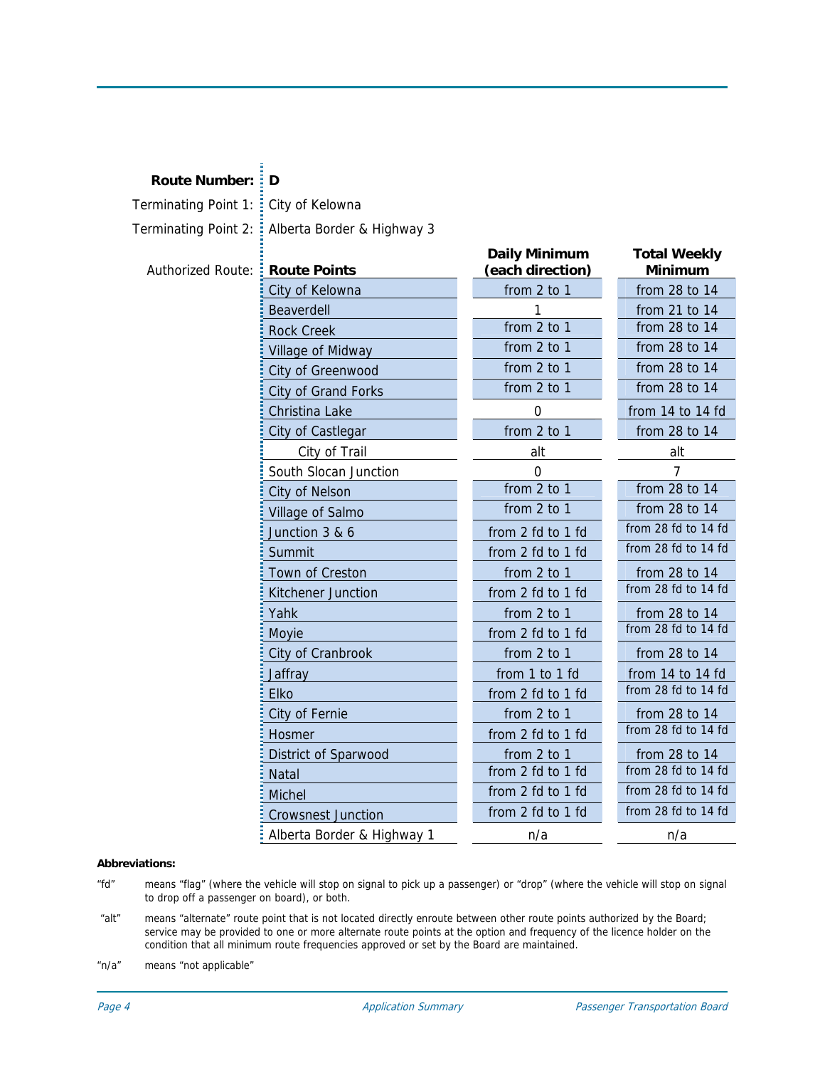**Route Number:** D

Terminating Point 1: City of Kelowna

Terminating Point 2: Alberta Border & Highway 3

Authorized Route:

| Route Points | Daily Minimum (each direction) | Total Weekly Minimum |
|---|---|---|
| City of Kelowna | from 2 to 1 | from 28 to 14 |
| Beaverdell | 1 | from 21 to 14 |
| Rock Creek | from 2 to 1 | from 28 to 14 |
| Village of Midway | from 2 to 1 | from 28 to 14 |
| City of Greenwood | from 2 to 1 | from 28 to 14 |
| City of Grand Forks | from 2 to 1 | from 28 to 14 |
| Christina Lake | 0 | from 14 to 14 fd |
| City of Castlegar | from 2 to 1 | from 28 to 14 |
| City of Trail | alt | alt |
| South Slocan Junction | 0 | 7 |
| City of Nelson | from 2 to 1 | from 28 to 14 |
| Village of Salmo | from 2 to 1 | from 28 to 14 |
| Junction 3 & 6 | from 2 fd to 1 fd | from 28 fd to 14 fd |
| Summit | from 2 fd to 1 fd | from 28 fd to 14 fd |
| Town of Creston | from 2 to 1 | from 28 to 14 |
| Kitchener Junction | from 2 fd to 1 fd | from 28 fd to 14 fd |
| Yahk | from 2 to 1 | from 28 to 14 |
| Moyie | from 2 fd to 1 fd | from 28 fd to 14 fd |
| City of Cranbrook | from 2 to 1 | from 28 to 14 |
| Jaffray | from 1 to 1 fd | from 14 to 14 fd |
| Elko | from 2 fd to 1 fd | from 28 fd to 14 fd |
| City of Fernie | from 2 to 1 | from 28 to 14 |
| Hosmer | from 2 fd to 1 fd | from 28 fd to 14 fd |
| District of Sparwood | from 2 to 1 | from 28 to 14 |
| Natal | from 2 fd to 1 fd | from 28 fd to 14 fd |
| Michel | from 2 fd to 1 fd | from 28 fd to 14 fd |
| Crowsnest Junction | from 2 fd to 1 fd | from 28 fd to 14 fd |
| Alberta Border & Highway 1 | n/a | n/a |

**Abbreviations:**

"fd" means "flag" (where the vehicle will stop on signal to pick up a passenger) or "drop" (where the vehicle will stop on signal to drop off a passenger on board), or both.

"alt" means "alternate" route point that is not located directly enroute between other route points authorized by the Board; service may be provided to one or more alternate route points at the option and frequency of the licence holder on the condition that all minimum route frequencies approved or set by the Board are maintained.

"n/a" means "not applicable"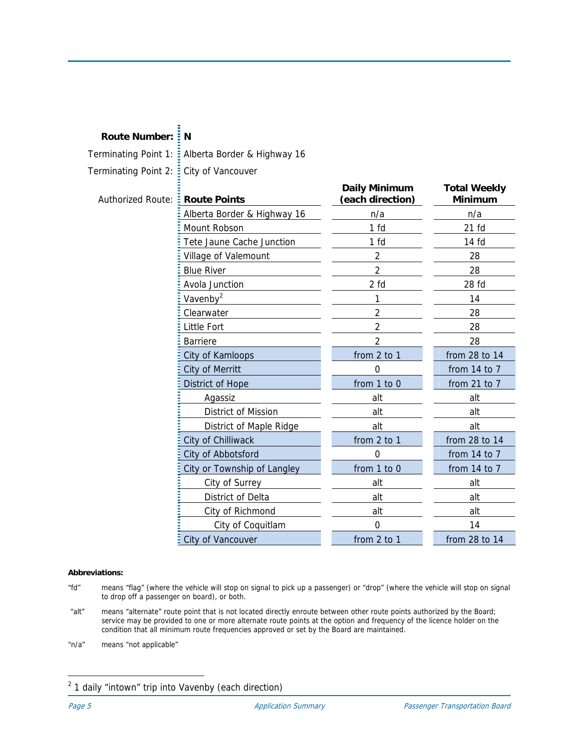**Route Number:** **N**

Terminating Point 1: Alberta Border & Highway 16

Terminating Point 2: City of Vancouver

Authorized Route:

| Route Points | Daily Minimum (each direction) | Total Weekly Minimum |
|---|---|---|
| Alberta Border & Highway 16 | n/a | n/a |
| Mount Robson | 1 fd | 21 fd |
| Tete Jaune Cache Junction | 1 fd | 14 fd |
| Village of Valemount | 2 | 28 |
| Blue River | 2 | 28 |
| Avola Junction | 2 fd | 28 fd |
| Vavenby[2] | 1 | 14 |
| Clearwater | 2 | 28 |
| Little Fort | 2 | 28 |
| Barriere | 2 | 28 |
| City of Kamloops | from 2 to 1 | from 28 to 14 |
| City of Merritt | 0 | from 14 to 7 |
| District of Hope | from 1 to 0 | from 21 to 7 |
| Agassiz | alt | alt |
| District of Mission | alt | alt |
| District of Maple Ridge | alt | alt |
| City of Chilliwack | from 2 to 1 | from 28 to 14 |
| City of Abbotsford | 0 | from 14 to 7 |
| City or Township of Langley | from 1 to 0 | from 14 to 7 |
| City of Surrey | alt | alt |
| District of Delta | alt | alt |
| City of Richmond | alt | alt |
| City of Coquitlam | 0 | 14 |
| City of Vancouver | from 2 to 1 | from 28 to 14 |

**Abbreviations:**

"fd" means "flag" (where the vehicle will stop on signal to pick up a passenger) or "drop" (where the vehicle will stop on signal to drop off a passenger on board), or both.

"alt" means "alternate" route point that is not located directly enroute between other route points authorized by the Board; service may be provided to one or more alternate route points at the option and frequency of the licence holder on the condition that all minimum route frequencies approved or set by the Board are maintained.

"n/a" means "not applicable"

[2] 1 daily "intown" trip into Vavenby (each direction)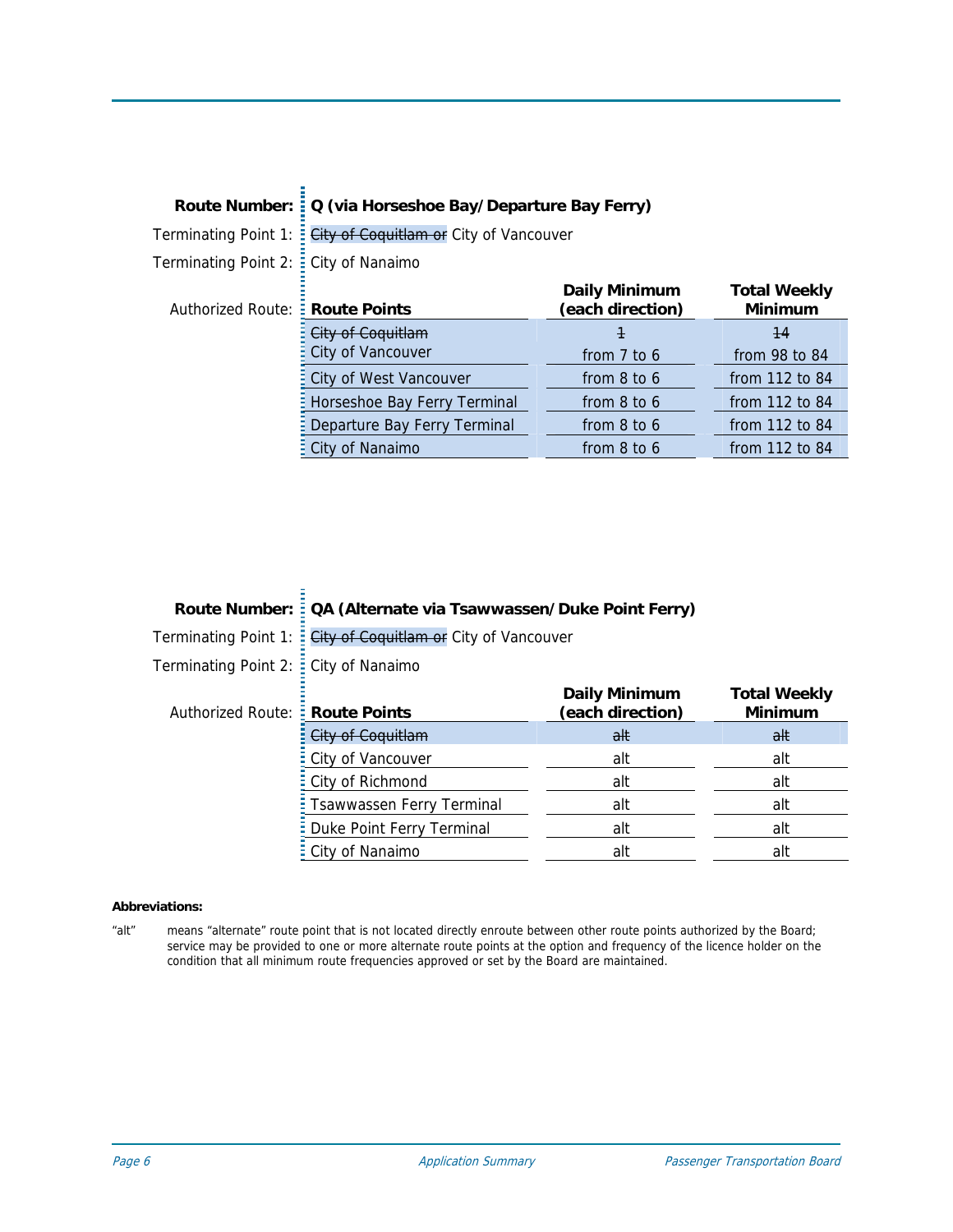**Route Number:** **Q (via Horseshoe Bay/Departure Bay Ferry)**

Terminating Point 1: ~~City of Coquitlam or~~ City of Vancouver

Terminating Point 2: City of Nanaimo

Authorized Route:

| Route Points | Daily Minimum (each direction) | Total Weekly Minimum |
|---|---|---|
| ~~City of Coquitlam~~ | ~~1~~ | ~~14~~ |
| City of Vancouver | from 7 to 6 | from 98 to 84 |
| City of West Vancouver | from 8 to 6 | from 112 to 84 |
| Horseshoe Bay Ferry Terminal | from 8 to 6 | from 112 to 84 |
| Departure Bay Ferry Terminal | from 8 to 6 | from 112 to 84 |
| City of Nanaimo | from 8 to 6 | from 112 to 84 |

**Route Number:** **QA (Alternate via Tsawwassen/Duke Point Ferry)**

Terminating Point 1: ~~City of Coquitlam or~~ City of Vancouver

Terminating Point 2: City of Nanaimo

Authorized Route:

| Route Points | Daily Minimum (each direction) | Total Weekly Minimum |
|---|---|---|
| ~~City of Coquitlam~~ | ~~alt~~ | ~~alt~~ |
| City of Vancouver | alt | alt |
| City of Richmond | alt | alt |
| Tsawwassen Ferry Terminal | alt | alt |
| Duke Point Ferry Terminal | alt | alt |
| City of Nanaimo | alt | alt |

**Abbreviations:**

"alt" means "alternate" route point that is not located directly enroute between other route points authorized by the Board; service may be provided to one or more alternate route points at the option and frequency of the licence holder on the condition that all minimum route frequencies approved or set by the Board are maintained.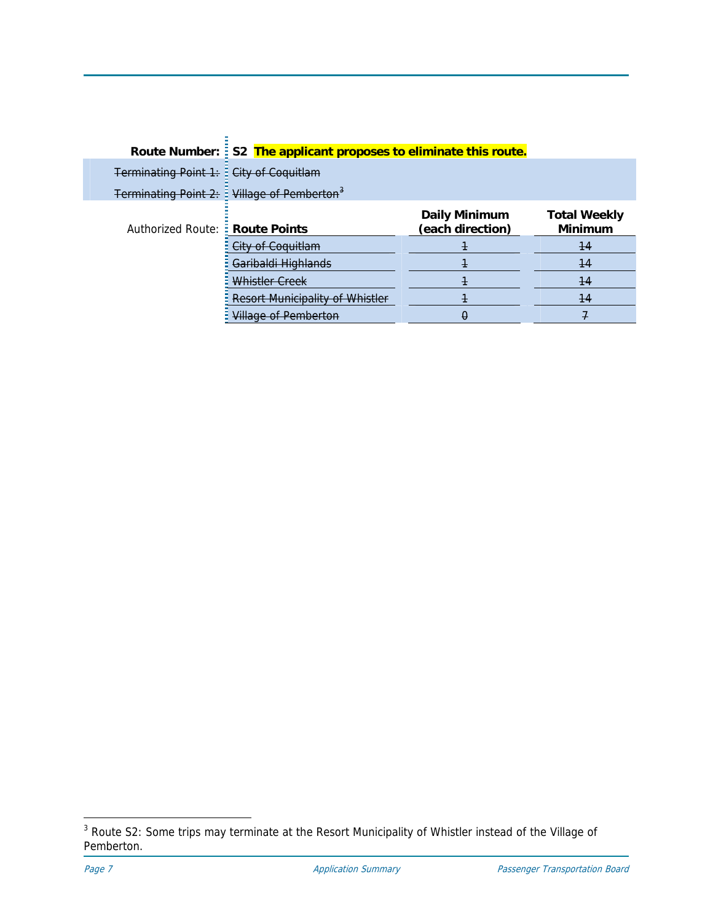**Route Number:** S2 **The applicant proposes to eliminate this route.**

~~Terminating Point 1:~~ ~~City of Coquitlam~~

~~Terminating Point 2:~~ ~~Village of Pemberton~~[3]

Authorized Route:

| Route Points | Daily Minimum (each direction) | Total Weekly Minimum |
|---|---|---|
| ~~City of Coquitlam~~ | ~~1~~ | ~~14~~ |
| ~~Garibaldi Highlands~~ | ~~1~~ | ~~14~~ |
| ~~Whistler Creek~~ | ~~1~~ | ~~14~~ |
| ~~Resort Municipality of Whistler~~ | ~~1~~ | ~~14~~ |
| ~~Village of Pemberton~~ | ~~0~~ | ~~7~~ |

[3] Route S2: Some trips may terminate at the Resort Municipality of Whistler instead of the Village of Pemberton.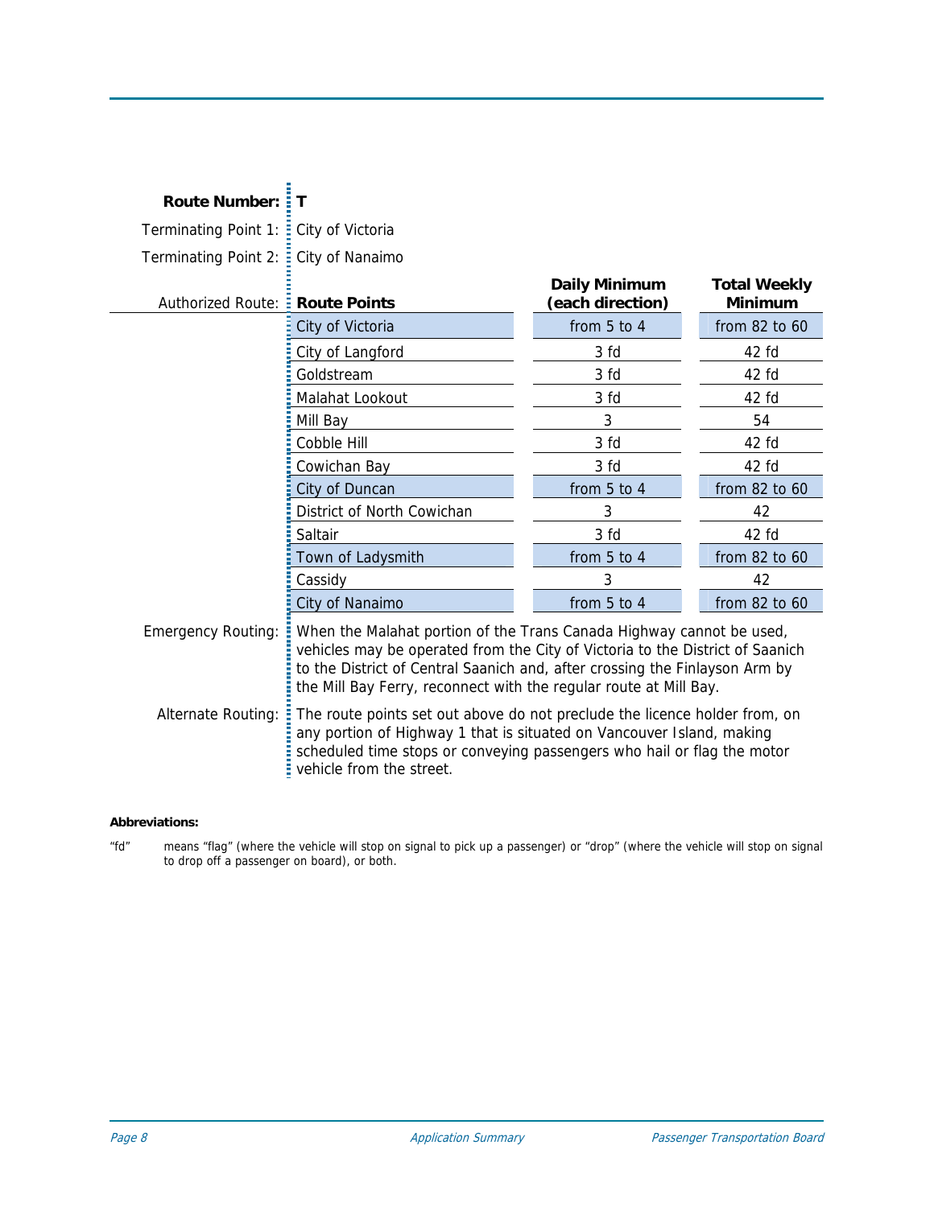**Route Number:** **T**

Terminating Point 1: City of Victoria

Terminating Point 2: City of Nanaimo

Authorized Route:

| Route Points | Daily Minimum (each direction) | Total Weekly Minimum |
|---|---|---|
| City of Victoria | from 5 to 4 | from 82 to 60 |
| City of Langford | 3 fd | 42 fd |
| Goldstream | 3 fd | 42 fd |
| Malahat Lookout | 3 fd | 42 fd |
| Mill Bay | 3 | 54 |
| Cobble Hill | 3 fd | 42 fd |
| Cowichan Bay | 3 fd | 42 fd |
| City of Duncan | from 5 to 4 | from 82 to 60 |
| District of North Cowichan | 3 | 42 |
| Saltair | 3 fd | 42 fd |
| Town of Ladysmith | from 5 to 4 | from 82 to 60 |
| Cassidy | 3 | 42 |
| City of Nanaimo | from 5 to 4 | from 82 to 60 |

Emergency Routing: When the Malahat portion of the Trans Canada Highway cannot be used, vehicles may be operated from the City of Victoria to the District of Saanich to the District of Central Saanich and, after crossing the Finlayson Arm by the Mill Bay Ferry, reconnect with the regular route at Mill Bay.

Alternate Routing: The route points set out above do not preclude the licence holder from, on any portion of Highway 1 that is situated on Vancouver Island, making scheduled time stops or conveying passengers who hail or flag the motor vehicle from the street.

**Abbreviations:**

"fd" means "flag" (where the vehicle will stop on signal to pick up a passenger) or "drop" (where the vehicle will stop on signal to drop off a passenger on board), or both.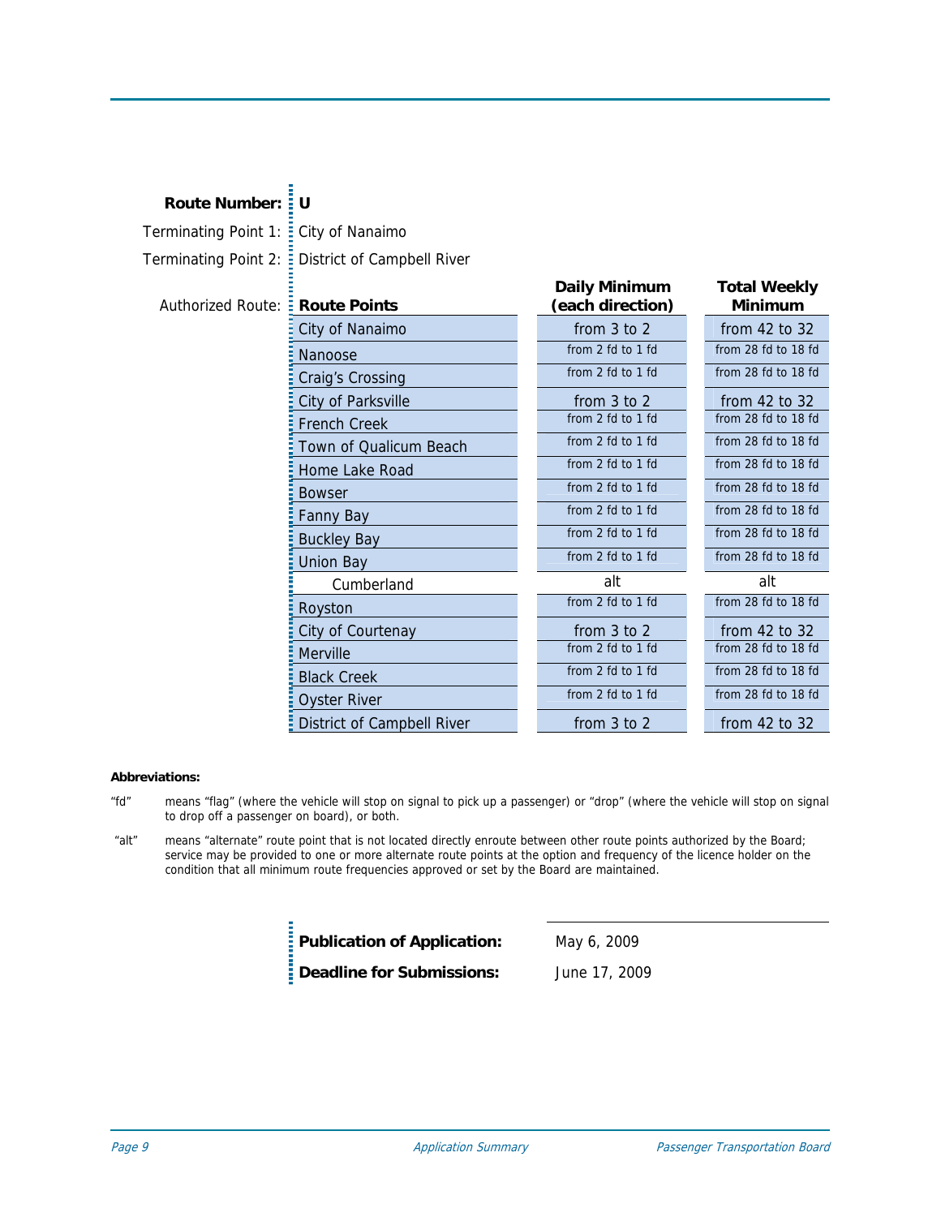**Route Number:** U

Terminating Point 1: City of Nanaimo

Terminating Point 2: District of Campbell River

Authorized Route:

| Route Points | Daily Minimum (each direction) | Total Weekly Minimum |
|---|---|---|
| City of Nanaimo | from 3 to 2 | from 42 to 32 |
| Nanoose | from 2 fd to 1 fd | from 28 fd to 18 fd |
| Craig's Crossing | from 2 fd to 1 fd | from 28 fd to 18 fd |
| City of Parksville | from 3 to 2 | from 42 to 32 |
| French Creek | from 2 fd to 1 fd | from 28 fd to 18 fd |
| Town of Qualicum Beach | from 2 fd to 1 fd | from 28 fd to 18 fd |
| Home Lake Road | from 2 fd to 1 fd | from 28 fd to 18 fd |
| Bowser | from 2 fd to 1 fd | from 28 fd to 18 fd |
| Fanny Bay | from 2 fd to 1 fd | from 28 fd to 18 fd |
| Buckley Bay | from 2 fd to 1 fd | from 28 fd to 18 fd |
| Union Bay | from 2 fd to 1 fd | from 28 fd to 18 fd |
| Cumberland | alt | alt |
| Royston | from 2 fd to 1 fd | from 28 fd to 18 fd |
| City of Courtenay | from 3 to 2 | from 42 to 32 |
| Merville | from 2 fd to 1 fd | from 28 fd to 18 fd |
| Black Creek | from 2 fd to 1 fd | from 28 fd to 18 fd |
| Oyster River | from 2 fd to 1 fd | from 28 fd to 18 fd |
| District of Campbell River | from 3 to 2 | from 42 to 32 |

**Abbreviations:**

"fd" means "flag" (where the vehicle will stop on signal to pick up a passenger) or "drop" (where the vehicle will stop on signal to drop off a passenger on board), or both.

"alt" means "alternate" route point that is not located directly enroute between other route points authorized by the Board; service may be provided to one or more alternate route points at the option and frequency of the licence holder on the condition that all minimum route frequencies approved or set by the Board are maintained.

**Publication of Application:** May 6, 2009

**Deadline for Submissions:** June 17, 2009